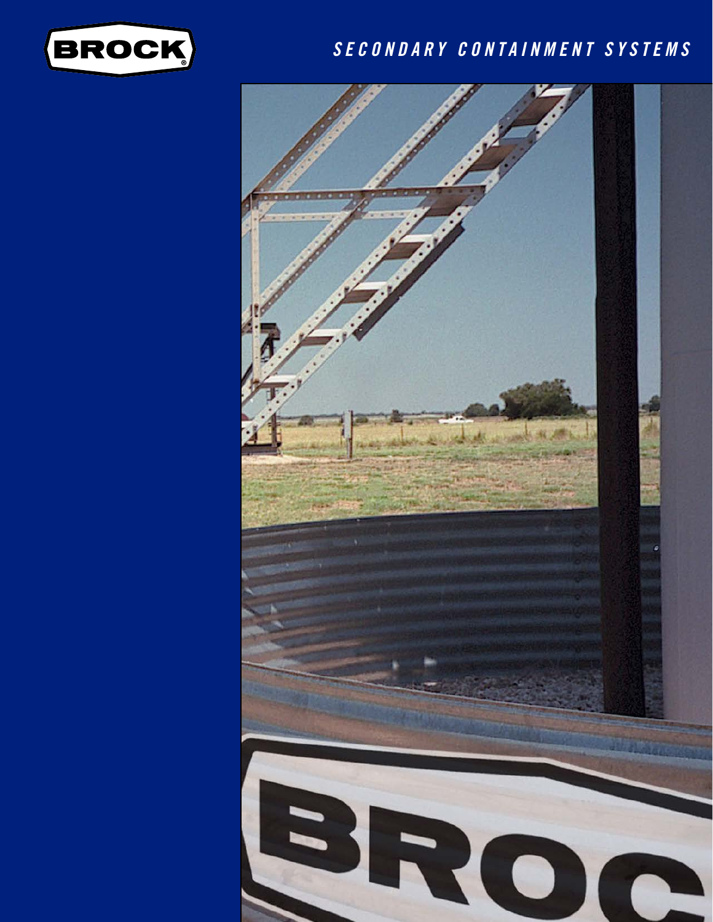BROCK

# SECONDARY CONTAINMENT SYSTEMS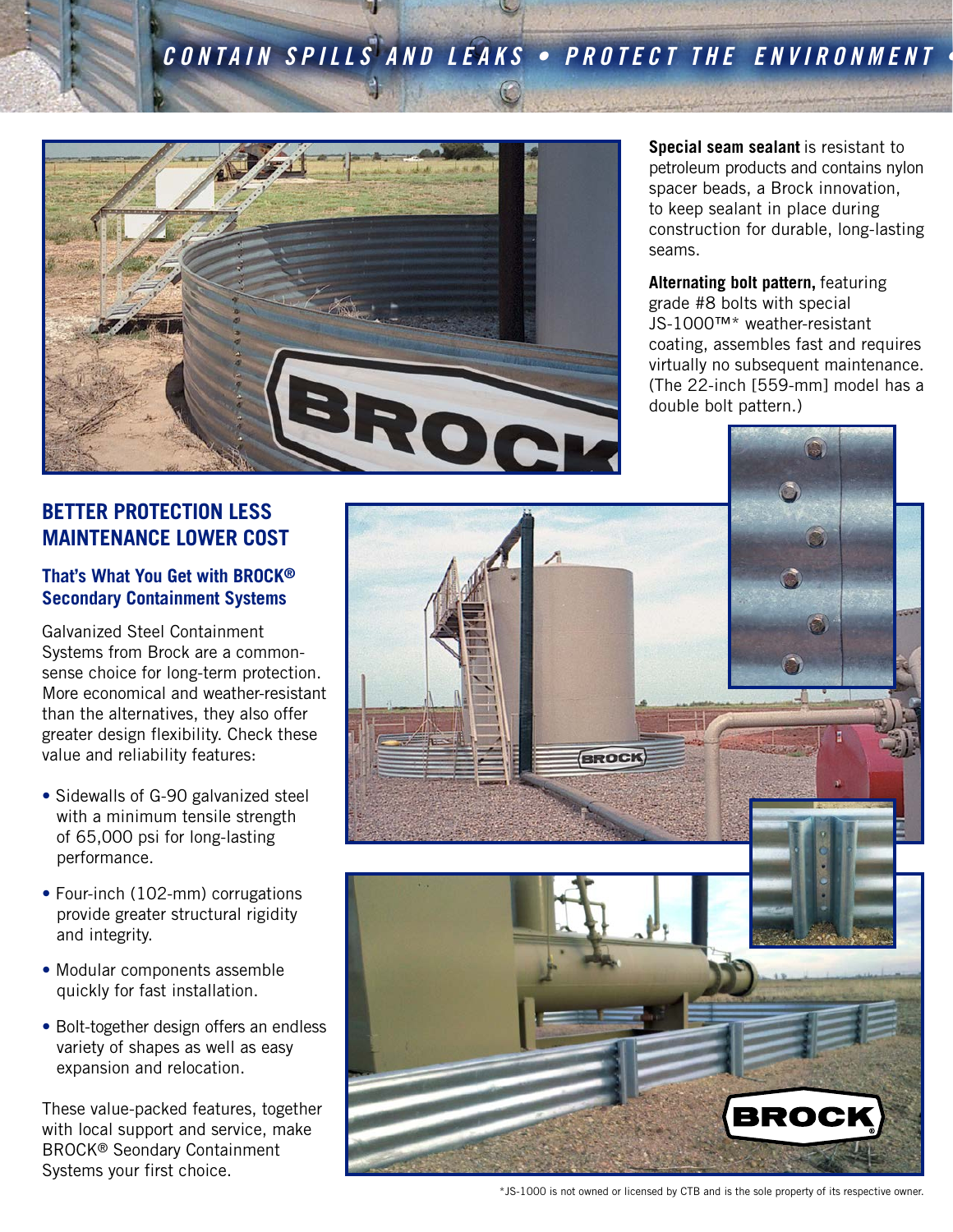CONTAIN SPILLS AND LEAKS • PROTECT THE ENVIRONMENT •

**Special seam sealant** is resistant to petroleum products and contains nylon spacer beads, a Brock innovation, to keep sealant in place during construction for durable, long-lasting seams.

**Alternating bolt pattern,** featuring grade #8 bolts with special JS-1000™* weather-resistant coating, assembles fast and requires virtually no subsequent maintenance. (The 22-inch [559-mm] model has a double bolt pattern.)

## BETTER PROTECTION LESS MAINTENANCE LOWER COST

### That's What You Get with BROCK® Secondary Containment Systems

Galvanized Steel Containment Systems from Brock are a common-sense choice for long-term protection. More economical and weather-resistant than the alternatives, they also offer greater design flexibility. Check these value and reliability features:

- Sidewalls of G-90 galvanized steel with a minimum tensile strength of 65,000 psi for long-lasting performance.
- Four-inch (102-mm) corrugations provide greater structural rigidity and integrity.
- Modular components assemble quickly for fast installation.
- Bolt-together design offers an endless variety of shapes as well as easy expansion and relocation.

These value-packed features, together with local support and service, make BROCK® Seondary Containment Systems your first choice.

*JS-1000 is not owned or licensed by CTB and is the sole property of its respective owner.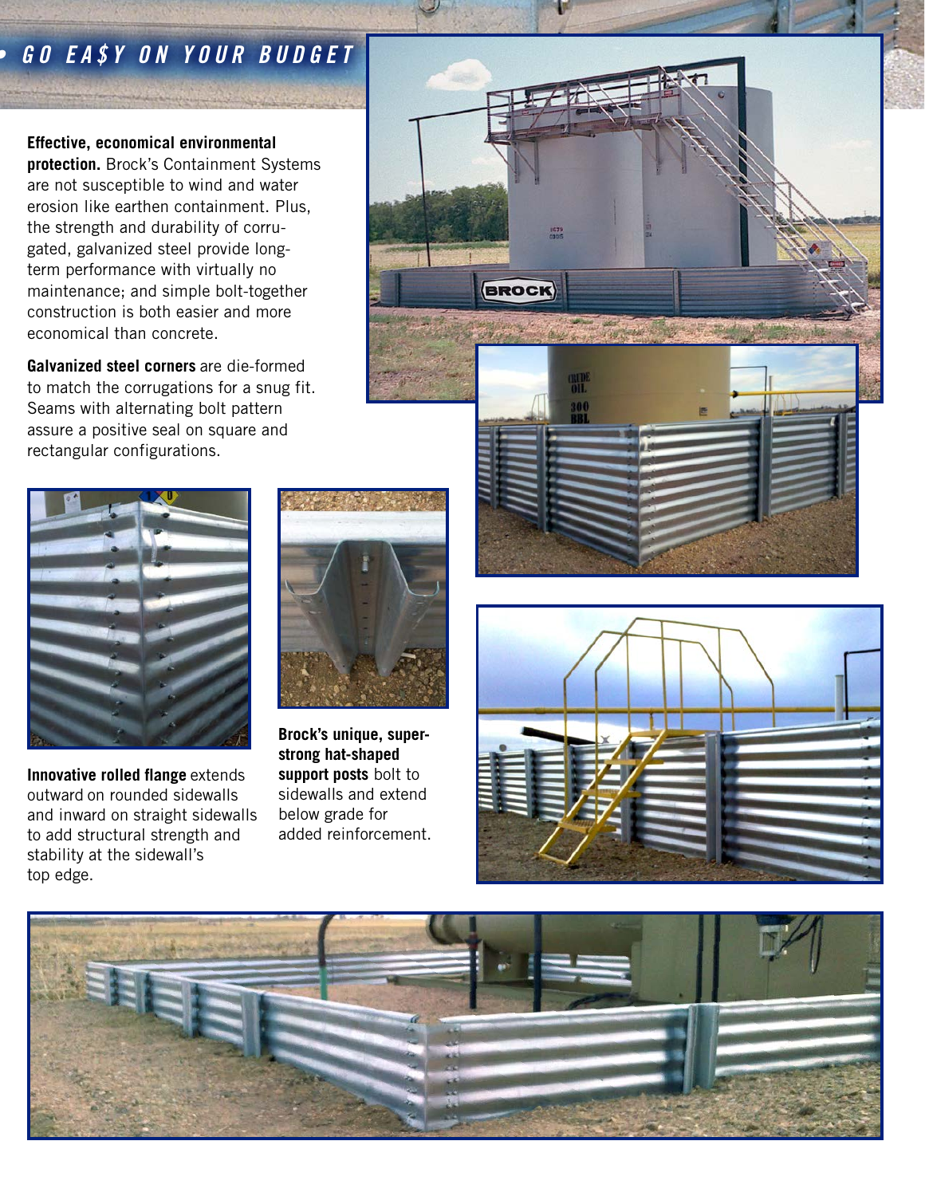## GO EA$Y ON YOUR BUDGET

**Effective, economical environmental protection.** Brock's Containment Systems are not susceptible to wind and water erosion like earthen containment. Plus, the strength and durability of corrugated, galvanized steel provide long-term performance with virtually no maintenance; and simple bolt-together construction is both easier and more economical than concrete.

**Galvanized steel corners** are die-formed to match the corrugations for a snug fit. Seams with alternating bolt pattern assure a positive seal on square and rectangular configurations.

**Innovative rolled flange** extends outward on rounded sidewalls and inward on straight sidewalls to add structural strength and stability at the sidewall's top edge.

**Brock's unique, super-strong hat-shaped support posts** bolt to sidewalls and extend below grade for added reinforcement.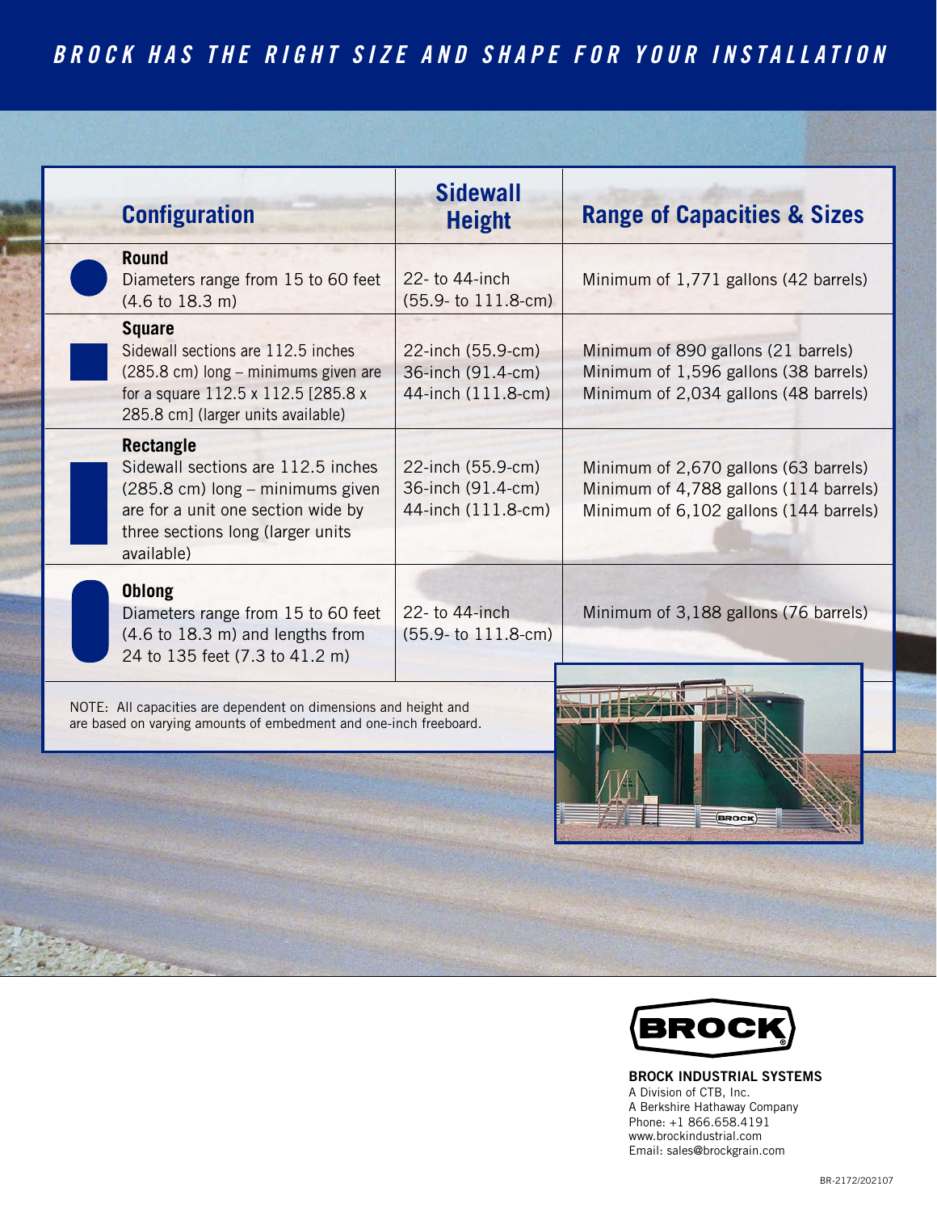# BROCK HAS THE RIGHT SIZE AND SHAPE FOR YOUR INSTALLATION

| Configuration | Sidewall Height | Range of Capacities & Sizes |
|---|---|---|
| **Round**<br>Diameters range from 15 to 60 feet (4.6 to 18.3 m) | 22- to 44-inch (55.9- to 111.8-cm) | Minimum of 1,771 gallons (42 barrels) |
| **Square**<br>Sidewall sections are 112.5 inches (285.8 cm) long – minimums given are for a square 112.5 x 112.5 [285.8 x 285.8 cm] (larger units available) | 22-inch (55.9-cm)<br>36-inch (91.4-cm)<br>44-inch (111.8-cm) | Minimum of 890 gallons (21 barrels)<br>Minimum of 1,596 gallons (38 barrels)<br>Minimum of 2,034 gallons (48 barrels) |
| **Rectangle**<br>Sidewall sections are 112.5 inches (285.8 cm) long – minimums given are for a unit one section wide by three sections long (larger units available) | 22-inch (55.9-cm)<br>36-inch (91.4-cm)<br>44-inch (111.8-cm) | Minimum of 2,670 gallons (63 barrels)<br>Minimum of 4,788 gallons (114 barrels)<br>Minimum of 6,102 gallons (144 barrels) |
| **Oblong**<br>Diameters range from 15 to 60 feet (4.6 to 18.3 m) and lengths from 24 to 135 feet (7.3 to 41.2 m) | 22- to 44-inch (55.9- to 111.8-cm) | Minimum of 3,188 gallons (76 barrels) |

NOTE: All capacities are dependent on dimensions and height and are based on varying amounts of embedment and one-inch freeboard.

**BROCK INDUSTRIAL SYSTEMS**
A Division of CTB, Inc.
A Berkshire Hathaway Company
Phone: +1 866.658.4191
www.brockindustrial.com
Email: sales@brockgrain.com

BR-2172/202107